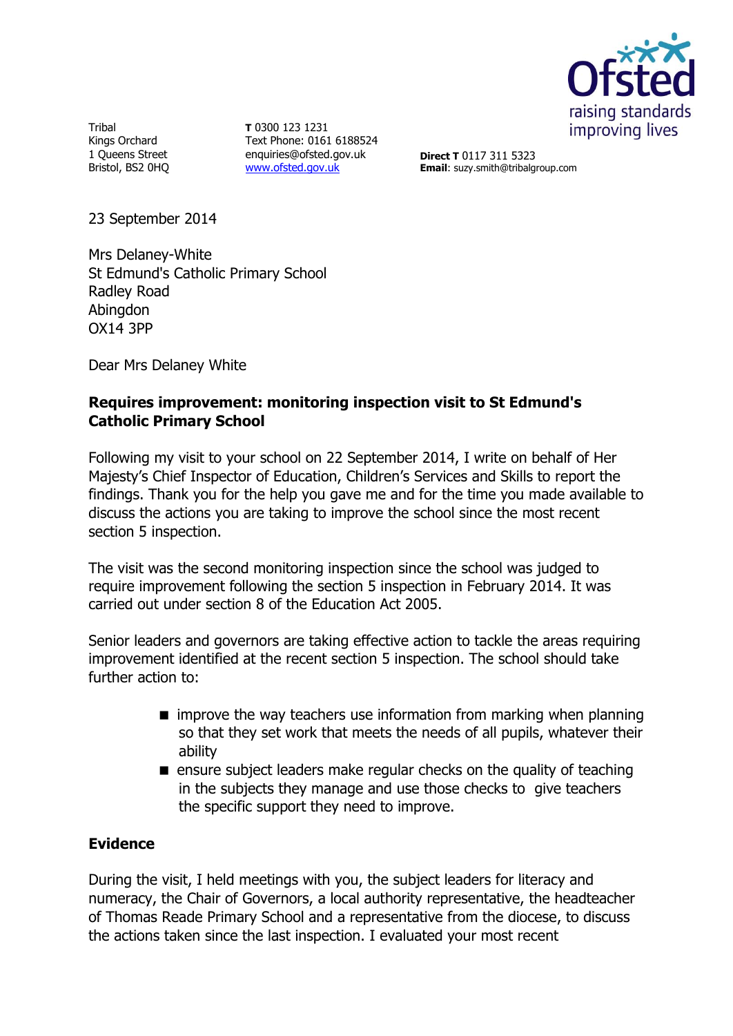Tribal
Kings Orchard
1 Queens Street
Bristol, BS2 0HQ

**T** 0300 123 1231
Text Phone: 0161 6188524
enquiries@ofsted.gov.uk
www.ofsted.gov.uk

**Direct T** 0117 311 5323
**Email**: suzy.smith@tribalgroup.com

23 September 2014

Mrs Delaney-White
St Edmund's Catholic Primary School
Radley Road
Abingdon
OX14 3PP

Dear Mrs Delaney White

**Requires improvement: monitoring inspection visit to St Edmund's Catholic Primary School**

Following my visit to your school on 22 September 2014, I write on behalf of Her Majesty's Chief Inspector of Education, Children's Services and Skills to report the findings. Thank you for the help you gave me and for the time you made available to discuss the actions you are taking to improve the school since the most recent section 5 inspection.

The visit was the second monitoring inspection since the school was judged to require improvement following the section 5 inspection in February 2014. It was carried out under section 8 of the Education Act 2005.

Senior leaders and governors are taking effective action to tackle the areas requiring improvement identified at the recent section 5 inspection. The school should take further action to:

- improve the way teachers use information from marking when planning so that they set work that meets the needs of all pupils, whatever their ability
- ensure subject leaders make regular checks on the quality of teaching in the subjects they manage and use those checks to give teachers the specific support they need to improve.

## Evidence

During the visit, I held meetings with you, the subject leaders for literacy and numeracy, the Chair of Governors, a local authority representative, the headteacher of Thomas Reade Primary School and a representative from the diocese, to discuss the actions taken since the last inspection. I evaluated your most recent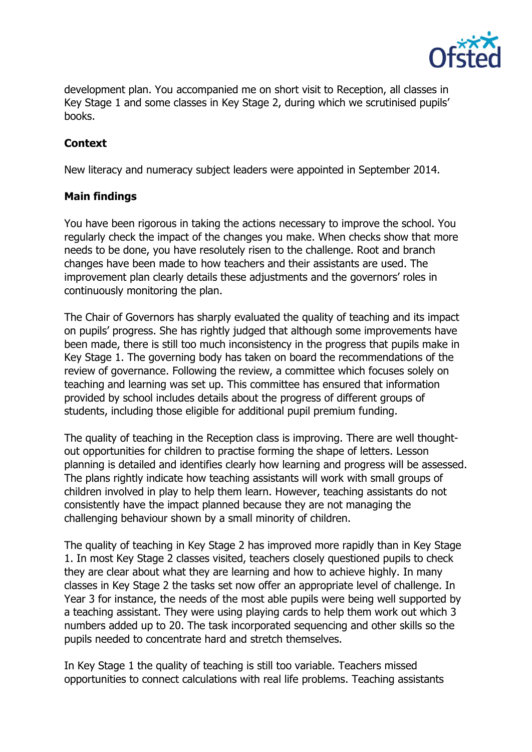development plan. You accompanied me on short visit to Reception, all classes in Key Stage 1 and some classes in Key Stage 2, during which we scrutinised pupils' books.

**Context**

New literacy and numeracy subject leaders were appointed in September 2014.

**Main findings**

You have been rigorous in taking the actions necessary to improve the school. You regularly check the impact of the changes you make. When checks show that more needs to be done, you have resolutely risen to the challenge. Root and branch changes have been made to how teachers and their assistants are used. The improvement plan clearly details these adjustments and the governors' roles in continuously monitoring the plan.

The Chair of Governors has sharply evaluated the quality of teaching and its impact on pupils' progress. She has rightly judged that although some improvements have been made, there is still too much inconsistency in the progress that pupils make in Key Stage 1. The governing body has taken on board the recommendations of the review of governance. Following the review, a committee which focuses solely on teaching and learning was set up. This committee has ensured that information provided by school includes details about the progress of different groups of students, including those eligible for additional pupil premium funding.

The quality of teaching in the Reception class is improving. There are well thought-out opportunities for children to practise forming the shape of letters. Lesson planning is detailed and identifies clearly how learning and progress will be assessed. The plans rightly indicate how teaching assistants will work with small groups of children involved in play to help them learn. However, teaching assistants do not consistently have the impact planned because they are not managing the challenging behaviour shown by a small minority of children.

The quality of teaching in Key Stage 2 has improved more rapidly than in Key Stage 1. In most Key Stage 2 classes visited, teachers closely questioned pupils to check they are clear about what they are learning and how to achieve highly. In many classes in Key Stage 2 the tasks set now offer an appropriate level of challenge. In Year 3 for instance, the needs of the most able pupils were being well supported by a teaching assistant. They were using playing cards to help them work out which 3 numbers added up to 20. The task incorporated sequencing and other skills so the pupils needed to concentrate hard and stretch themselves.

In Key Stage 1 the quality of teaching is still too variable. Teachers missed opportunities to connect calculations with real life problems. Teaching assistants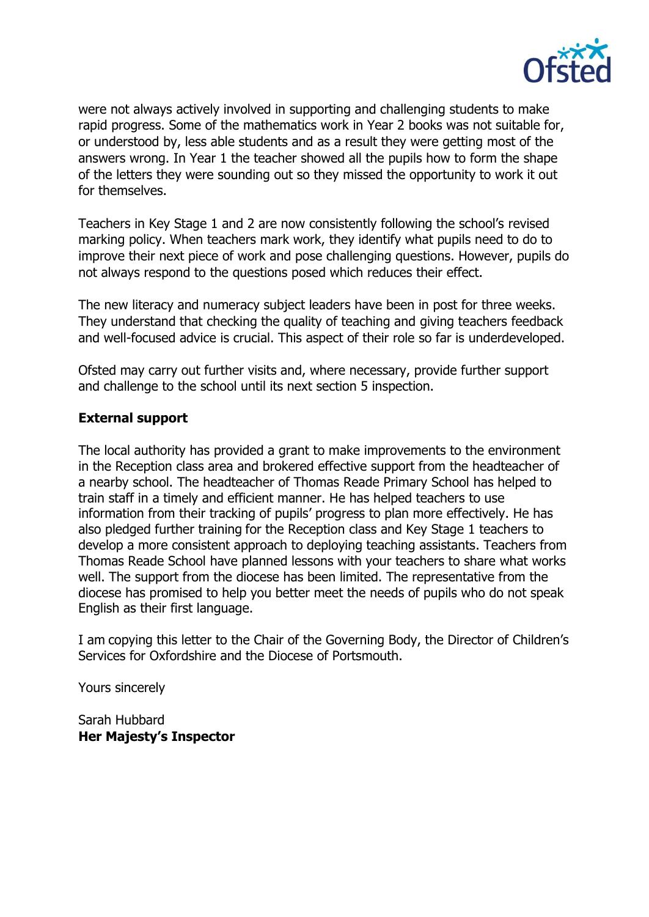were not always actively involved in supporting and challenging students to make rapid progress. Some of the mathematics work in Year 2 books was not suitable for, or understood by, less able students and as a result they were getting most of the answers wrong. In Year 1 the teacher showed all the pupils how to form the shape of the letters they were sounding out so they missed the opportunity to work it out for themselves.

Teachers in Key Stage 1 and 2 are now consistently following the school's revised marking policy. When teachers mark work, they identify what pupils need to do to improve their next piece of work and pose challenging questions. However, pupils do not always respond to the questions posed which reduces their effect.

The new literacy and numeracy subject leaders have been in post for three weeks. They understand that checking the quality of teaching and giving teachers feedback and well-focused advice is crucial. This aspect of their role so far is underdeveloped.

Ofsted may carry out further visits and, where necessary, provide further support and challenge to the school until its next section 5 inspection.

**External support**

The local authority has provided a grant to make improvements to the environment in the Reception class area and brokered effective support from the headteacher of a nearby school. The headteacher of Thomas Reade Primary School has helped to train staff in a timely and efficient manner. He has helped teachers to use information from their tracking of pupils' progress to plan more effectively. He has also pledged further training for the Reception class and Key Stage 1 teachers to develop a more consistent approach to deploying teaching assistants. Teachers from Thomas Reade School have planned lessons with your teachers to share what works well. The support from the diocese has been limited. The representative from the diocese has promised to help you better meet the needs of pupils who do not speak English as their first language.

I am copying this letter to the Chair of the Governing Body, the Director of Children's Services for Oxfordshire and the Diocese of Portsmouth.

Yours sincerely

Sarah Hubbard
**Her Majesty's Inspector**